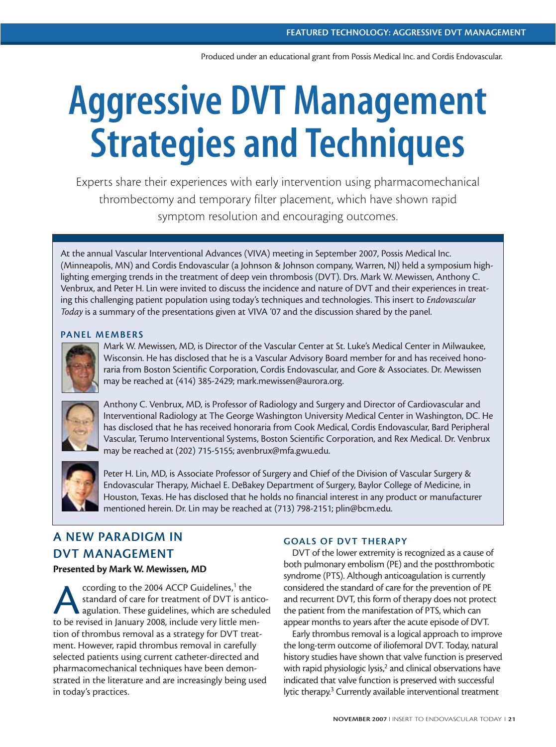Produced under an educational grant from Possis Medical Inc. and Cordis Endovascular.

# Aggressive DVT Management Strategies and Techniques

Experts share their experiences with early intervention using pharmacomechanical thrombectomy and temporary filter placement, which have shown rapid symptom resolution and encouraging outcomes.

At the annual Vascular Interventional Advances (VIVA) meeting in September 2007, Possis Medical Inc. (Minneapolis, MN) and Cordis Endovascular (a Johnson & Johnson company, Warren, NJ) held a symposium highlighting emerging trends in the treatment of deep vein thrombosis (DVT). Drs. Mark W. Mewissen, Anthony C. Venbrux, and Peter H. Lin were invited to discuss the incidence and nature of DVT and their experiences in treating this challenging patient population using today's techniques and technologies. This insert to *Endovascular Today* is a summary of the presentations given at VIVA '07 and the discussion shared by the panel.

### PANEL MEMBERS

Mark W. Mewissen, MD, is Director of the Vascular Center at St. Luke's Medical Center in Milwaukee, Wisconsin. He has disclosed that he is a Vascular Advisory Board member for and has received honoraria from Boston Scientific Corporation, Cordis Endovascular, and Gore & Associates. Dr. Mewissen may be reached at (414) 385-2429; mark.mewissen@aurora.org.

Anthony C. Venbrux, MD, is Professor of Radiology and Surgery and Director of Cardiovascular and Interventional Radiology at The George Washington University Medical Center in Washington, DC. He has disclosed that he has received honoraria from Cook Medical, Cordis Endovascular, Bard Peripheral Vascular, Terumo Interventional Systems, Boston Scientific Corporation, and Rex Medical. Dr. Venbrux may be reached at (202) 715-5155; avenbrux@mfa.gwu.edu.

Peter H. Lin, MD, is Associate Professor of Surgery and Chief of the Division of Vascular Surgery & Endovascular Therapy, Michael E. DeBakey Department of Surgery, Baylor College of Medicine, in Houston, Texas. He has disclosed that he holds no financial interest in any product or manufacturer mentioned herein. Dr. Lin may be reached at (713) 798-2151; plin@bcm.edu.

## A NEW PARADIGM IN DVT MANAGEMENT

**Presented by Mark W. Mewissen, MD**

According to the 2004 ACCP Guidelines,[1] the standard of care for treatment of DVT is anticoagulation. These guidelines, which are scheduled to be revised in January 2008, include very little mention of thrombus removal as a strategy for DVT treatment. However, rapid thrombus removal in carefully selected patients using current catheter-directed and pharmacomechanical techniques have been demonstrated in the literature and are increasingly being used in today's practices.

### GOALS OF DVT THERAPY

DVT of the lower extremity is recognized as a cause of both pulmonary embolism (PE) and the postthrombotic syndrome (PTS). Although anticoagulation is currently considered the standard of care for the prevention of PE and recurrent DVT, this form of therapy does not protect the patient from the manifestation of PTS, which can appear months to years after the acute episode of DVT.

Early thrombus removal is a logical approach to improve the long-term outcome of iliofemoral DVT. Today, natural history studies have shown that valve function is preserved with rapid physiologic lysis,[2] and clinical observations have indicated that valve function is preserved with successful lytic therapy.[3] Currently available interventional treatment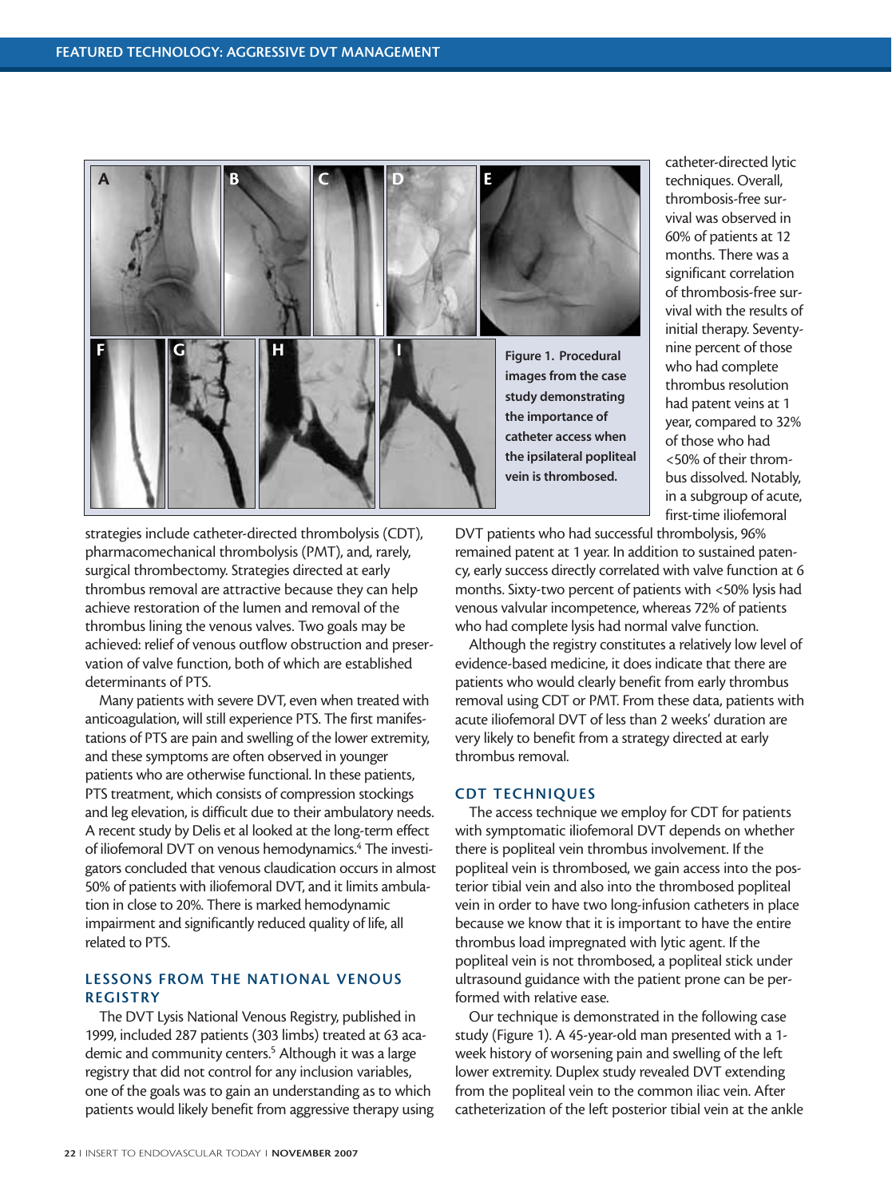Figure 1. Procedural images from the case study demonstrating the importance of catheter access when the ipsilateral popliteal vein is thrombosed.

strategies include catheter-directed thrombolysis (CDT), pharmacomechanical thrombolysis (PMT), and, rarely, surgical thrombectomy. Strategies directed at early thrombus removal are attractive because they can help achieve restoration of the lumen and removal of the thrombus lining the venous valves. Two goals may be achieved: relief of venous outflow obstruction and preservation of valve function, both of which are established determinants of PTS.

Many patients with severe DVT, even when treated with anticoagulation, will still experience PTS. The first manifestations of PTS are pain and swelling of the lower extremity, and these symptoms are often observed in younger patients who are otherwise functional. In these patients, PTS treatment, which consists of compression stockings and leg elevation, is difficult due to their ambulatory needs. A recent study by Delis et al looked at the long-term effect of iliofemoral DVT on venous hemodynamics.[4] The investigators concluded that venous claudication occurs in almost 50% of patients with iliofemoral DVT, and it limits ambulation in close to 20%. There is marked hemodynamic impairment and significantly reduced quality of life, all related to PTS.

## LESSONS FROM THE NATIONAL VENOUS REGISTRY

The DVT Lysis National Venous Registry, published in 1999, included 287 patients (303 limbs) treated at 63 academic and community centers.[5] Although it was a large registry that did not control for any inclusion variables, one of the goals was to gain an understanding as to which patients would likely benefit from aggressive therapy using catheter-directed lytic techniques. Overall, thrombosis-free survival was observed in 60% of patients at 12 months. There was a significant correlation of thrombosis-free survival with the results of initial therapy. Seventy-nine percent of those who had complete thrombus resolution had patent veins at 1 year, compared to 32% of those who had <50% of their thrombus dissolved. Notably, in a subgroup of acute, first-time iliofemoral DVT patients who had successful thrombolysis, 96% remained patent at 1 year. In addition to sustained patency, early success directly correlated with valve function at 6 months. Sixty-two percent of patients with <50% lysis had venous valvular incompetence, whereas 72% of patients who had complete lysis had normal valve function.

Although the registry constitutes a relatively low level of evidence-based medicine, it does indicate that there are patients who would clearly benefit from early thrombus removal using CDT or PMT. From these data, patients with acute iliofemoral DVT of less than 2 weeks' duration are very likely to benefit from a strategy directed at early thrombus removal.

## CDT TECHNIQUES

The access technique we employ for CDT for patients with symptomatic iliofemoral DVT depends on whether there is popliteal vein thrombus involvement. If the popliteal vein is thrombosed, we gain access into the posterior tibial vein and also into the thrombosed popliteal vein in order to have two long-infusion catheters in place because we know that it is important to have the entire thrombus load impregnated with lytic agent. If the popliteal vein is not thrombosed, a popliteal stick under ultrasound guidance with the patient prone can be performed with relative ease.

Our technique is demonstrated in the following case study (Figure 1). A 45-year-old man presented with a 1-week history of worsening pain and swelling of the left lower extremity. Duplex study revealed DVT extending from the popliteal vein to the common iliac vein. After catheterization of the left posterior tibial vein at the ankle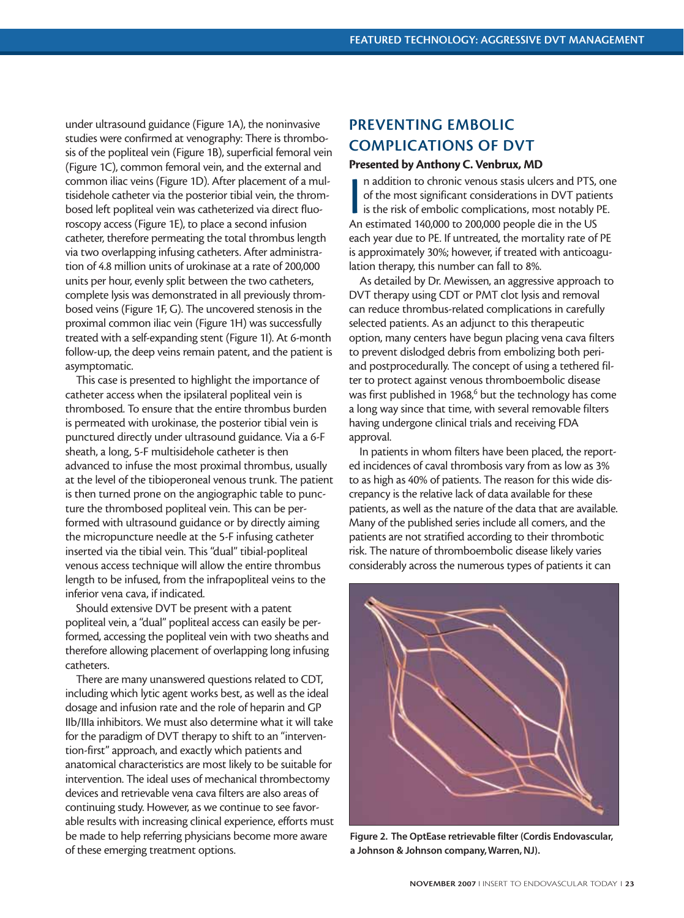under ultrasound guidance (Figure 1A), the noninvasive studies were confirmed at venography: There is thrombosis of the popliteal vein (Figure 1B), superficial femoral vein (Figure 1C), common femoral vein, and the external and common iliac veins (Figure 1D). After placement of a multisidehole catheter via the posterior tibial vein, the thrombosed left popliteal vein was catheterized via direct fluoroscopy access (Figure 1E), to place a second infusion catheter, therefore permeating the total thrombus length via two overlapping infusing catheters. After administration of 4.8 million units of urokinase at a rate of 200,000 units per hour, evenly split between the two catheters, complete lysis was demonstrated in all previously thrombosed veins (Figure 1F, G). The uncovered stenosis in the proximal common iliac vein (Figure 1H) was successfully treated with a self-expanding stent (Figure 1I). At 6-month follow-up, the deep veins remain patent, and the patient is asymptomatic.

This case is presented to highlight the importance of catheter access when the ipsilateral popliteal vein is thrombosed. To ensure that the entire thrombus burden is permeated with urokinase, the posterior tibial vein is punctured directly under ultrasound guidance. Via a 6-F sheath, a long, 5-F multisidehole catheter is then advanced to infuse the most proximal thrombus, usually at the level of the tibioperoneal venous trunk. The patient is then turned prone on the angiographic table to puncture the thrombosed popliteal vein. This can be performed with ultrasound guidance or by directly aiming the micropuncture needle at the 5-F infusing catheter inserted via the tibial vein. This "dual" tibial-popliteal venous access technique will allow the entire thrombus length to be infused, from the infrapopliteal veins to the inferior vena cava, if indicated.

Should extensive DVT be present with a patent popliteal vein, a "dual" popliteal access can easily be performed, accessing the popliteal vein with two sheaths and therefore allowing placement of overlapping long infusing catheters.

There are many unanswered questions related to CDT, including which lytic agent works best, as well as the ideal dosage and infusion rate and the role of heparin and GP IIb/IIIa inhibitors. We must also determine what it will take for the paradigm of DVT therapy to shift to an "intervention-first" approach, and exactly which patients and anatomical characteristics are most likely to be suitable for intervention. The ideal uses of mechanical thrombectomy devices and retrievable vena cava filters are also areas of continuing study. However, as we continue to see favorable results with increasing clinical experience, efforts must be made to help referring physicians become more aware of these emerging treatment options.

## PREVENTING EMBOLIC COMPLICATIONS OF DVT

**Presented by Anthony C. Venbrux, MD**

In addition to chronic venous stasis ulcers and PTS, one of the most significant considerations in DVT patients is the risk of embolic complications, most notably PE. An estimated 140,000 to 200,000 people die in the US each year due to PE. If untreated, the mortality rate of PE is approximately 30%; however, if treated with anticoagulation therapy, this number can fall to 8%.

As detailed by Dr. Mewissen, an aggressive approach to DVT therapy using CDT or PMT clot lysis and removal can reduce thrombus-related complications in carefully selected patients. As an adjunct to this therapeutic option, many centers have begun placing vena cava filters to prevent dislodged debris from embolizing both peri- and postprocedurally. The concept of using a tethered filter to protect against venous thromboembolic disease was first published in 1968,[6] but the technology has come a long way since that time, with several removable filters having undergone clinical trials and receiving FDA approval.

In patients in whom filters have been placed, the reported incidences of caval thrombosis vary from as low as 3% to as high as 40% of patients. The reason for this wide discrepancy is the relative lack of data available for these patients, as well as the nature of the data that are available. Many of the published series include all comers, and the patients are not stratified according to their thrombotic risk. The nature of thromboembolic disease likely varies considerably across the numerous types of patients it can

**Figure 2. The OptEase retrievable filter (Cordis Endovascular, a Johnson & Johnson company, Warren, NJ).**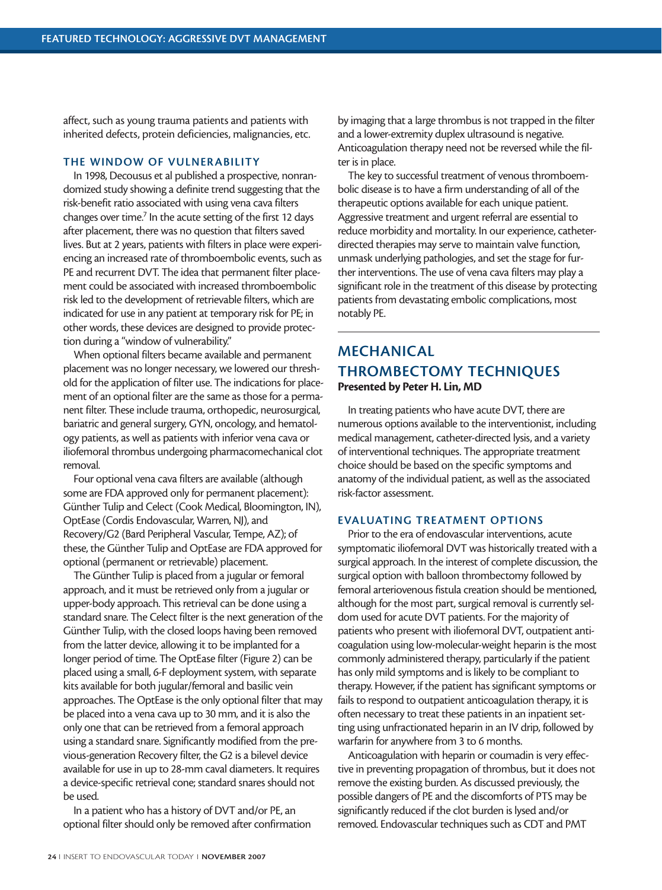affect, such as young trauma patients and patients with inherited defects, protein deficiencies, malignancies, etc.

### THE WINDOW OF VULNERABILITY

In 1998, Decousus et al published a prospective, nonrandomized study showing a definite trend suggesting that the risk-benefit ratio associated with using vena cava filters changes over time.[7] In the acute setting of the first 12 days after placement, there was no question that filters saved lives. But at 2 years, patients with filters in place were experiencing an increased rate of thromboembolic events, such as PE and recurrent DVT. The idea that permanent filter placement could be associated with increased thromboembolic risk led to the development of retrievable filters, which are indicated for use in any patient at temporary risk for PE; in other words, these devices are designed to provide protection during a "window of vulnerability."

When optional filters became available and permanent placement was no longer necessary, we lowered our threshold for the application of filter use. The indications for placement of an optional filter are the same as those for a permanent filter. These include trauma, orthopedic, neurosurgical, bariatric and general surgery, GYN, oncology, and hematology patients, as well as patients with inferior vena cava or iliofemoral thrombus undergoing pharmacomechanical clot removal.

Four optional vena cava filters are available (although some are FDA approved only for permanent placement): Günther Tulip and Celect (Cook Medical, Bloomington, IN), OptEase (Cordis Endovascular, Warren, NJ), and Recovery/G2 (Bard Peripheral Vascular, Tempe, AZ); of these, the Günther Tulip and OptEase are FDA approved for optional (permanent or retrievable) placement.

The Günther Tulip is placed from a jugular or femoral approach, and it must be retrieved only from a jugular or upper-body approach. This retrieval can be done using a standard snare. The Celect filter is the next generation of the Günther Tulip, with the closed loops having been removed from the latter device, allowing it to be implanted for a longer period of time. The OptEase filter (Figure 2) can be placed using a small, 6-F deployment system, with separate kits available for both jugular/femoral and basilic vein approaches. The OptEase is the only optional filter that may be placed into a vena cava up to 30 mm, and it is also the only one that can be retrieved from a femoral approach using a standard snare. Significantly modified from the previous-generation Recovery filter, the G2 is a bilevel device available for use in up to 28-mm caval diameters. It requires a device-specific retrieval cone; standard snares should not be used.

In a patient who has a history of DVT and/or PE, an optional filter should only be removed after confirmation by imaging that a large thrombus is not trapped in the filter and a lower-extremity duplex ultrasound is negative. Anticoagulation therapy need not be reversed while the filter is in place.

The key to successful treatment of venous thromboembolic disease is to have a firm understanding of all of the therapeutic options available for each unique patient. Aggressive treatment and urgent referral are essential to reduce morbidity and mortality. In our experience, catheter-directed therapies may serve to maintain valve function, unmask underlying pathologies, and set the stage for further interventions. The use of vena cava filters may play a significant role in the treatment of this disease by protecting patients from devastating embolic complications, most notably PE.

## MECHANICAL THROMBECTOMY TECHNIQUES

**Presented by Peter H. Lin, MD**

In treating patients who have acute DVT, there are numerous options available to the interventionist, including medical management, catheter-directed lysis, and a variety of interventional techniques. The appropriate treatment choice should be based on the specific symptoms and anatomy of the individual patient, as well as the associated risk-factor assessment.

### EVALUATING TREATMENT OPTIONS

Prior to the era of endovascular interventions, acute symptomatic iliofemoral DVT was historically treated with a surgical approach. In the interest of complete discussion, the surgical option with balloon thrombectomy followed by femoral arteriovenous fistula creation should be mentioned, although for the most part, surgical removal is currently seldom used for acute DVT patients. For the majority of patients who present with iliofemoral DVT, outpatient anticoagulation using low-molecular-weight heparin is the most commonly administered therapy, particularly if the patient has only mild symptoms and is likely to be compliant to therapy. However, if the patient has significant symptoms or fails to respond to outpatient anticoagulation therapy, it is often necessary to treat these patients in an inpatient setting using unfractionated heparin in an IV drip, followed by warfarin for anywhere from 3 to 6 months.

Anticoagulation with heparin or coumadin is very effective in preventing propagation of thrombus, but it does not remove the existing burden. As discussed previously, the possible dangers of PE and the discomforts of PTS may be significantly reduced if the clot burden is lysed and/or removed. Endovascular techniques such as CDT and PMT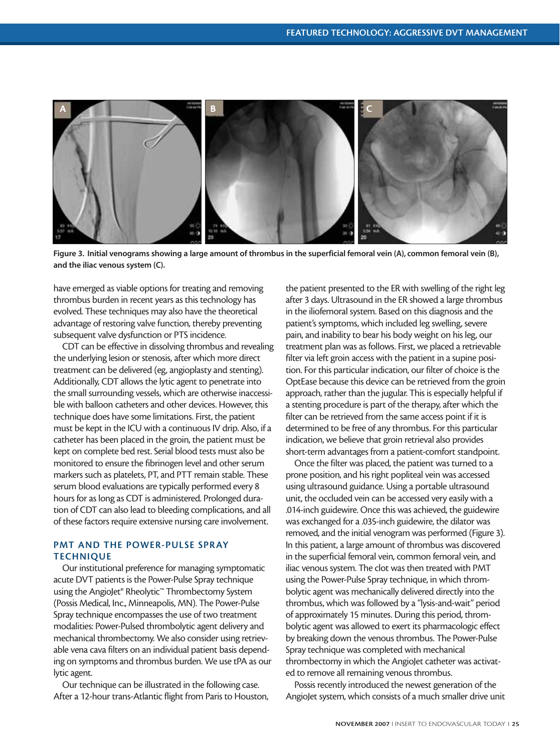Figure 3. Initial venograms showing a large amount of thrombus in the superficial femoral vein (A), common femoral vein (B), and the iliac venous system (C).

have emerged as viable options for treating and removing thrombus burden in recent years as this technology has evolved. These techniques may also have the theoretical advantage of restoring valve function, thereby preventing subsequent valve dysfunction or PTS incidence.

CDT can be effective in dissolving thrombus and revealing the underlying lesion or stenosis, after which more direct treatment can be delivered (eg, angioplasty and stenting). Additionally, CDT allows the lytic agent to penetrate into the small surrounding vessels, which are otherwise inaccessible with balloon catheters and other devices. However, this technique does have some limitations. First, the patient must be kept in the ICU with a continuous IV drip. Also, if a catheter has been placed in the groin, the patient must be kept on complete bed rest. Serial blood tests must also be monitored to ensure the fibrinogen level and other serum markers such as platelets, PT, and PTT remain stable. These serum blood evaluations are typically performed every 8 hours for as long as CDT is administered. Prolonged duration of CDT can also lead to bleeding complications, and all of these factors require extensive nursing care involvement.

## PMT AND THE POWER-PULSE SPRAY TECHNIQUE

Our institutional preference for managing symptomatic acute DVT patients is the Power-Pulse Spray technique using the AngioJet® Rheolytic™ Thrombectomy System (Possis Medical, Inc., Minneapolis, MN). The Power-Pulse Spray technique encompasses the use of two treatment modalities: Power-Pulsed thrombolytic agent delivery and mechanical thrombectomy. We also consider using retrievable vena cava filters on an individual patient basis depending on symptoms and thrombus burden. We use tPA as our lytic agent.

Our technique can be illustrated in the following case. After a 12-hour trans-Atlantic flight from Paris to Houston, the patient presented to the ER with swelling of the right leg after 3 days. Ultrasound in the ER showed a large thrombus in the iliofemoral system. Based on this diagnosis and the patient's symptoms, which included leg swelling, severe pain, and inability to bear his body weight on his leg, our treatment plan was as follows. First, we placed a retrievable filter via left groin access with the patient in a supine position. For this particular indication, our filter of choice is the OptEase because this device can be retrieved from the groin approach, rather than the jugular. This is especially helpful if a stenting procedure is part of the therapy, after which the filter can be retrieved from the same access point if it is determined to be free of any thrombus. For this particular indication, we believe that groin retrieval also provides short-term advantages from a patient-comfort standpoint.

Once the filter was placed, the patient was turned to a prone position, and his right popliteal vein was accessed using ultrasound guidance. Using a portable ultrasound unit, the occluded vein can be accessed very easily with a .014-inch guidewire. Once this was achieved, the guidewire was exchanged for a .035-inch guidewire, the dilator was removed, and the initial venogram was performed (Figure 3). In this patient, a large amount of thrombus was discovered in the superficial femoral vein, common femoral vein, and iliac venous system. The clot was then treated with PMT using the Power-Pulse Spray technique, in which thrombolytic agent was mechanically delivered directly into the thrombus, which was followed by a "lysis-and-wait" period of approximately 15 minutes. During this period, thrombolytic agent was allowed to exert its pharmacologic effect by breaking down the venous thrombus. The Power-Pulse Spray technique was completed with mechanical thrombectomy in which the AngioJet catheter was activated to remove all remaining venous thrombus.

Possis recently introduced the newest generation of the AngioJet system, which consists of a much smaller drive unit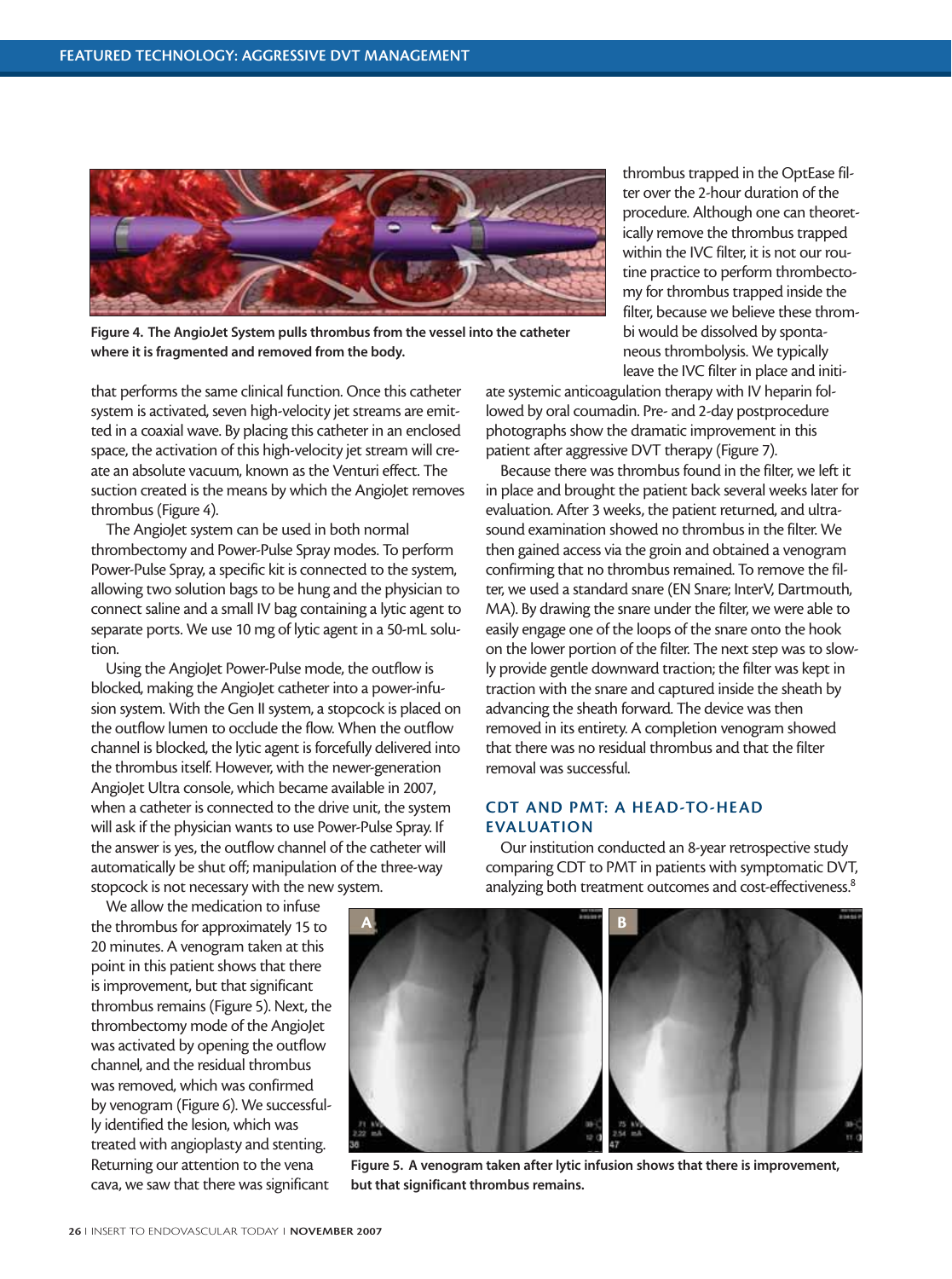Figure 4. The AngioJet System pulls thrombus from the vessel into the catheter where it is fragmented and removed from the body.

that performs the same clinical function. Once this catheter system is activated, seven high-velocity jet streams are emitted in a coaxial wave. By placing this catheter in an enclosed space, the activation of this high-velocity jet stream will create an absolute vacuum, known as the Venturi effect. The suction created is the means by which the AngioJet removes thrombus (Figure 4).

The AngioJet system can be used in both normal thrombectomy and Power-Pulse Spray modes. To perform Power-Pulse Spray, a specific kit is connected to the system, allowing two solution bags to be hung and the physician to connect saline and a small IV bag containing a lytic agent to separate ports. We use 10 mg of lytic agent in a 50-mL solution.

Using the AngioJet Power-Pulse mode, the outflow is blocked, making the AngioJet catheter into a power-infusion system. With the Gen II system, a stopcock is placed on the outflow lumen to occlude the flow. When the outflow channel is blocked, the lytic agent is forcefully delivered into the thrombus itself. However, with the newer-generation AngioJet Ultra console, which became available in 2007, when a catheter is connected to the drive unit, the system will ask if the physician wants to use Power-Pulse Spray. If the answer is yes, the outflow channel of the catheter will automatically be shut off; manipulation of the three-way stopcock is not necessary with the new system.

We allow the medication to infuse the thrombus for approximately 15 to 20 minutes. A venogram taken at this point in this patient shows that there is improvement, but that significant thrombus remains (Figure 5). Next, the thrombectomy mode of the AngioJet was activated by opening the outflow channel, and the residual thrombus was removed, which was confirmed by venogram (Figure 6). We successfully identified the lesion, which was treated with angioplasty and stenting. Returning our attention to the vena cava, we saw that there was significant thrombus trapped in the OptEase filter over the 2-hour duration of the procedure. Although one can theoretically remove the thrombus trapped within the IVC filter, it is not our routine practice to perform thrombectomy for thrombus trapped inside the filter, because we believe these thrombi would be dissolved by spontaneous thrombolysis. We typically leave the IVC filter in place and initiate systemic anticoagulation therapy with IV heparin followed by oral coumadin. Pre- and 2-day postprocedure photographs show the dramatic improvement in this patient after aggressive DVT therapy (Figure 7).

Because there was thrombus found in the filter, we left it in place and brought the patient back several weeks later for evaluation. After 3 weeks, the patient returned, and ultrasound examination showed no thrombus in the filter. We then gained access via the groin and obtained a venogram confirming that no thrombus remained. To remove the filter, we used a standard snare (EN Snare; InterV, Dartmouth, MA). By drawing the snare under the filter, we were able to easily engage one of the loops of the snare onto the hook on the lower portion of the filter. The next step was to slowly provide gentle downward traction; the filter was kept in traction with the snare and captured inside the sheath by advancing the sheath forward. The device was then removed in its entirety. A completion venogram showed that there was no residual thrombus and that the filter removal was successful.

## CDT AND PMT: A HEAD-TO-HEAD EVALUATION

Our institution conducted an 8-year retrospective study comparing CDT to PMT in patients with symptomatic DVT, analyzing both treatment outcomes and cost-effectiveness.[8]

Figure 5. A venogram taken after lytic infusion shows that there is improvement, but that significant thrombus remains.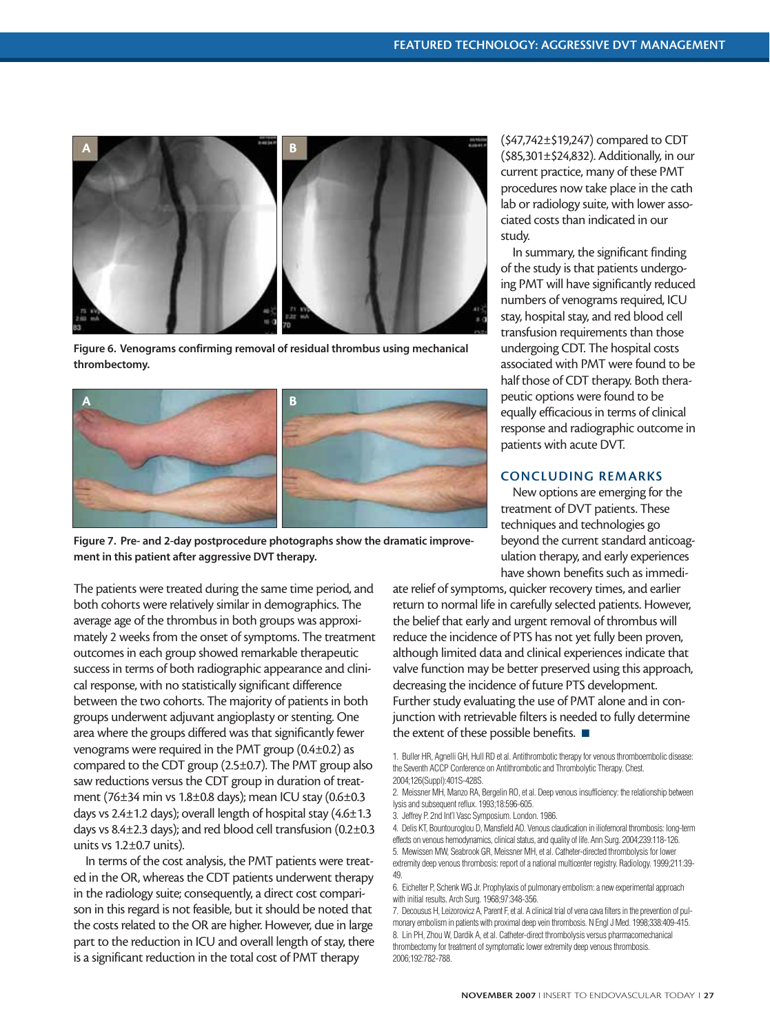Figure 6. Venograms confirming removal of residual thrombus using mechanical thrombectomy.

Figure 7. Pre- and 2-day postprocedure photographs show the dramatic improvement in this patient after aggressive DVT therapy.

The patients were treated during the same time period, and both cohorts were relatively similar in demographics. The average age of the thrombus in both groups was approximately 2 weeks from the onset of symptoms. The treatment outcomes in each group showed remarkable therapeutic success in terms of both radiographic appearance and clinical response, with no statistically significant difference between the two cohorts. The majority of patients in both groups underwent adjuvant angioplasty or stenting. One area where the groups differed was that significantly fewer venograms were required in the PMT group (0.4±0.2) as compared to the CDT group (2.5±0.7). The PMT group also saw reductions versus the CDT group in duration of treatment (76±34 min vs 1.8±0.8 days); mean ICU stay (0.6±0.3 days vs 2.4±1.2 days); overall length of hospital stay (4.6±1.3 days vs 8.4±2.3 days); and red blood cell transfusion (0.2±0.3 units vs 1.2±0.7 units).

In terms of the cost analysis, the PMT patients were treated in the OR, whereas the CDT patients underwent therapy in the radiology suite; consequently, a direct cost comparison in this regard is not feasible, but it should be noted that the costs related to the OR are higher. However, due in large part to the reduction in ICU and overall length of stay, there is a significant reduction in the total cost of PMT therapy ($47,742±$19,247) compared to CDT ($85,301±$24,832). Additionally, in our current practice, many of these PMT procedures now take place in the cath lab or radiology suite, with lower associated costs than indicated in our study.

In summary, the significant finding of the study is that patients undergoing PMT will have significantly reduced numbers of venograms required, ICU stay, hospital stay, and red blood cell transfusion requirements than those undergoing CDT. The hospital costs associated with PMT were found to be half those of CDT therapy. Both therapeutic options were found to be equally efficacious in terms of clinical response and radiographic outcome in patients with acute DVT.

## CONCLUDING REMARKS

New options are emerging for the treatment of DVT patients. These techniques and technologies go beyond the current standard anticoagulation therapy, and early experiences have shown benefits such as immediate relief of symptoms, quicker recovery times, and earlier return to normal life in carefully selected patients. However, the belief that early and urgent removal of thrombus will reduce the incidence of PTS has not yet fully been proven, although limited data and clinical experiences indicate that valve function may be better preserved using this approach, decreasing the incidence of future PTS development. Further study evaluating the use of PMT alone and in conjunction with retrievable filters is needed to fully determine the extent of these possible benefits. ■

1. Buller HR, Agnelli GH, Hull RD et al. Antithrombotic therapy for venous thromboembolic disease: the Seventh ACCP Conference on Antithrombotic and Thrombolytic Therapy. Chest. 2004;126(Suppl):401S-428S.
2. Meissner MH, Manzo RA, Bergelin RO, et al. Deep venous insufficiency: the relationship between lysis and subsequent reflux. 1993;18:596-605.
3. Jeffrey P. 2nd Int'l Vasc Symposium. London. 1986.
4. Delis KT, Bountouroglou D, Mansfield AO. Venous claudication in iliofemoral thrombosis: long-term effects on venous hemodynamics, clinical status, and quality of life. Ann Surg. 2004;239:118-126.
5. Mewissen MW, Seabrook GR, Meissner MH, et al. Catheter-directed thrombolysis for lower extremity deep venous thrombosis: report of a national multicenter registry. Radiology. 1999;211:39-49.
6. Eichelter P, Schenk WG Jr. Prophylaxis of pulmonary embolism: a new experimental approach with initial results. Arch Surg. 1968;97:348-356.
7. Decousus H, Leizorovicz A, Parent F, et al. A clinical trial of vena cava filters in the prevention of pulmonary embolism in patients with proximal deep vein thrombosis. N Engl J Med. 1998;338:409-415.
8. Lin PH, Zhou W, Dardik A, et al. Catheter-direct thrombolysis versus pharmacomechanical thrombectomy for treatment of symptomatic lower extremity deep venous thrombosis. 2006;192:782-788.